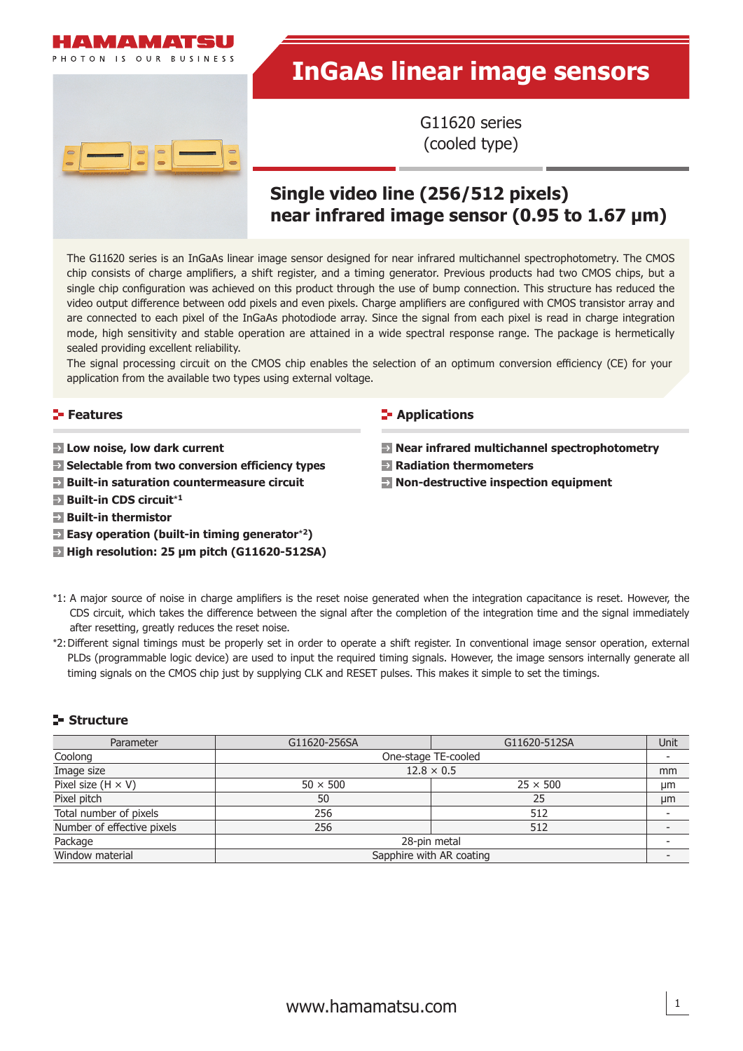HAMAMATSU

PHOTON IS OUR BUSINESS

# InGaAs linear image sensors

G11620 series
(cooled type)

## Single video line (256/512 pixels) near infrared image sensor (0.95 to 1.67 μm)

The G11620 series is an InGaAs linear image sensor designed for near infrared multichannel spectrophotometry. The CMOS chip consists of charge amplifiers, a shift register, and a timing generator. Previous products had two CMOS chips, but a single chip configuration was achieved on this product through the use of bump connection. This structure has reduced the video output difference between odd pixels and even pixels. Charge amplifiers are configured with CMOS transistor array and are connected to each pixel of the InGaAs photodiode array. Since the signal from each pixel is read in charge integration mode, high sensitivity and stable operation are attained in a wide spectral response range. The package is hermetically sealed providing excellent reliability.

The signal processing circuit on the CMOS chip enables the selection of an optimum conversion efficiency (CE) for your application from the available two types using external voltage.

### Features

- **Low noise, low dark current**
- **Selectable from two conversion efficiency types**
- **Built-in saturation countermeasure circuit**
- **Built-in CDS circuit**[*1]
- **Built-in thermistor**
- **Easy operation (built-in timing generator**[*2]**)**
- **High resolution: 25 μm pitch (G11620-512SA)**

### Applications

- **Near infrared multichannel spectrophotometry**
- **Radiation thermometers**
- **Non-destructive inspection equipment**

*1: A major source of noise in charge amplifiers is the reset noise generated when the integration capacitance is reset. However, the CDS circuit, which takes the difference between the signal after the completion of the integration time and the signal immediately after resetting, greatly reduces the reset noise.

*2: Different signal timings must be properly set in order to operate a shift register. In conventional image sensor operation, external PLDs (programmable logic device) are used to input the required timing signals. However, the image sensors internally generate all timing signals on the CMOS chip just by supplying CLK and RESET pulses. This makes it simple to set the timings.

### Structure

| Parameter | G11620-256SA | G11620-512SA | Unit |
|---|---|---|---|
| Coolong | One-stage TE-cooled | | - |
| Image size | 12.8 × 0.5 | | mm |
| Pixel size (H × V) | 50 × 500 | 25 × 500 | μm |
| Pixel pitch | 50 | 25 | μm |
| Total number of pixels | 256 | 512 | - |
| Number of effective pixels | 256 | 512 | - |
| Package | 28-pin metal | | - |
| Window material | Sapphire with AR coating | | - |

www.hamamatsu.com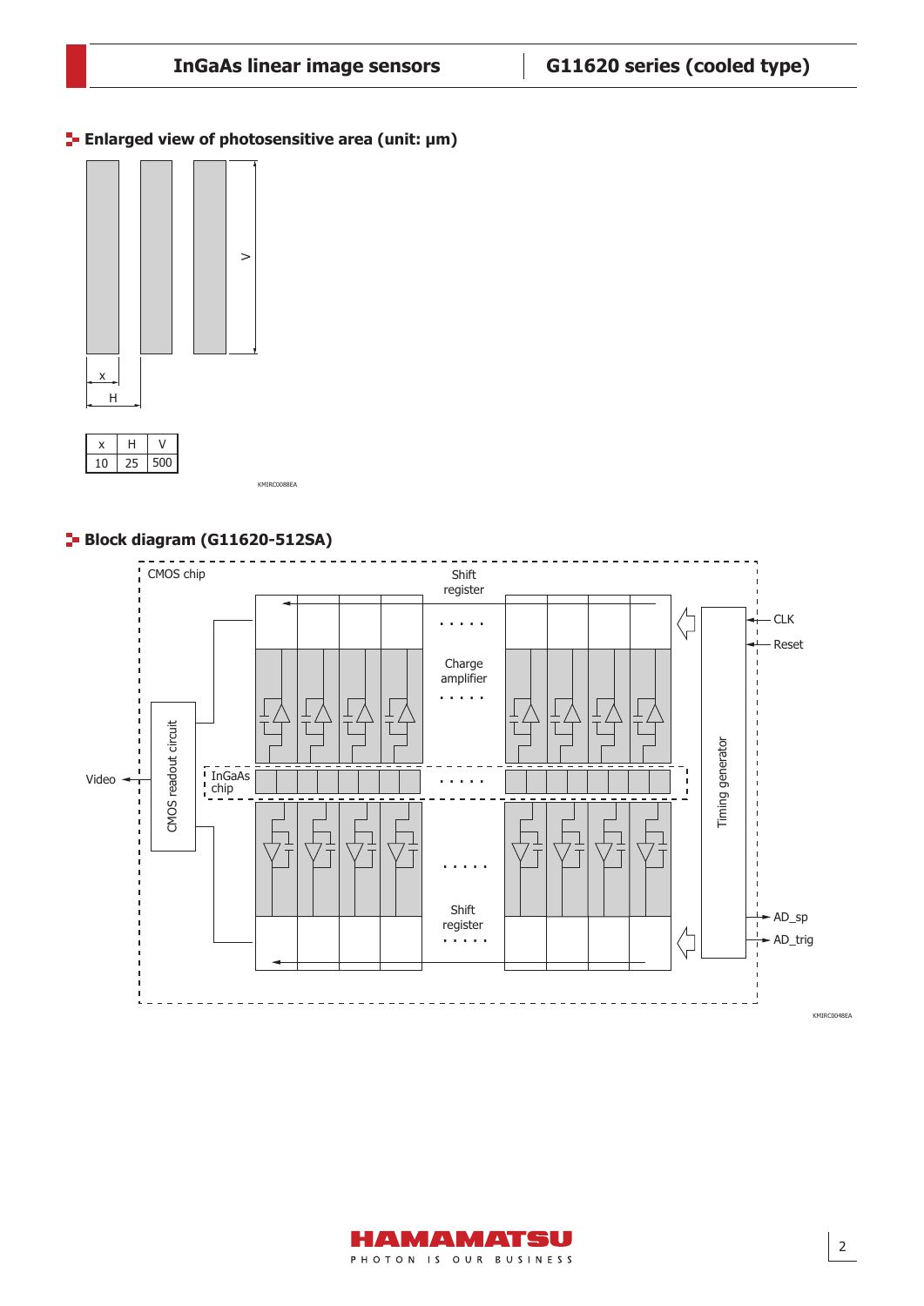## Enlarged view of photosensitive area (unit: μm)

| x | H | V |
|---|---|---|
| 10 | 25 | 500 |

KMIRC0088EA

## Block diagram (G11620-512SA)

KMIRC0048EA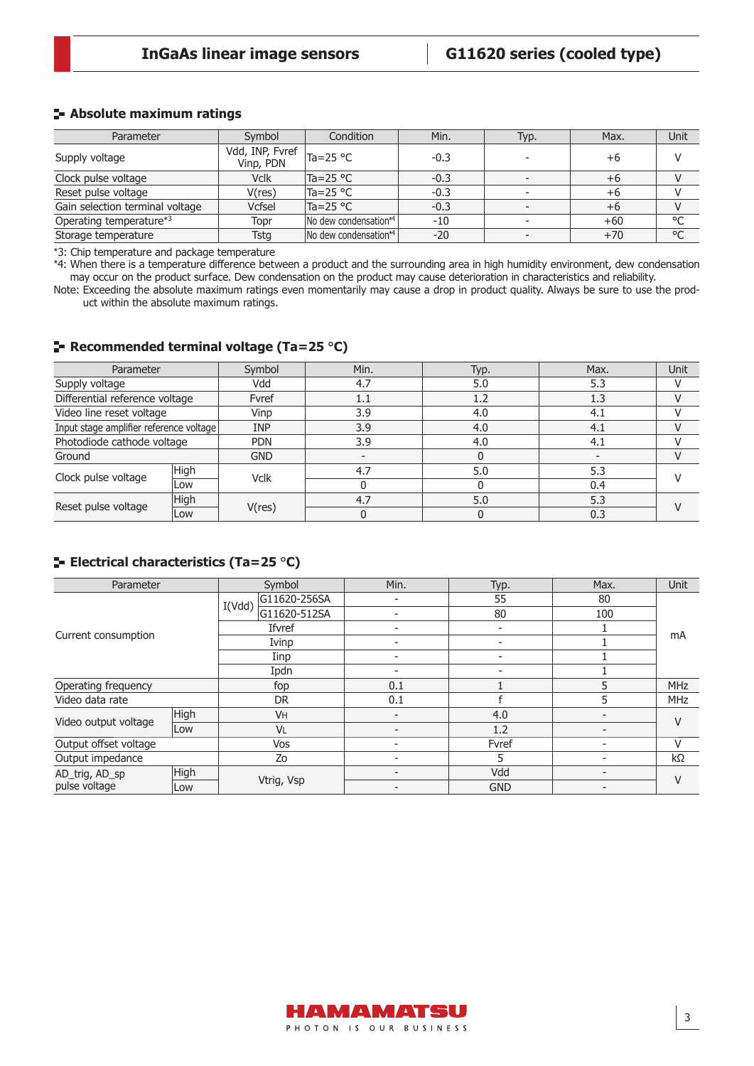## Absolute maximum ratings

| Parameter | Symbol | Condition | Min. | Typ. | Max. | Unit |
|---|---|---|---|---|---|---|
| Supply voltage | Vdd, INP, Fvref Vinp, PDN | Ta=25 °C | -0.3 | - | +6 | V |
| Clock pulse voltage | Vclk | Ta=25 °C | -0.3 | - | +6 | V |
| Reset pulse voltage | V(res) | Ta=25 °C | -0.3 | - | +6 | V |
| Gain selection terminal voltage | Vcfsel | Ta=25 °C | -0.3 | - | +6 | V |
| Operating temperature*3 | Topr | No dew condensation*4 | -10 | - | +60 | °C |
| Storage temperature | Tstg | No dew condensation*4 | -20 | - | +70 | °C |

*3: Chip temperature and package temperature

*4: When there is a temperature difference between a product and the surrounding area in high humidity environment, dew condensation may occur on the product surface. Dew condensation on the product may cause deterioration in characteristics and reliability.

Note: Exceeding the absolute maximum ratings even momentarily may cause a drop in product quality. Always be sure to use the product within the absolute maximum ratings.

## Recommended terminal voltage (Ta=25 °C)

| Parameter | | Symbol | Min. | Typ. | Max. | Unit |
|---|---|---|---|---|---|---|
| Supply voltage | | Vdd | 4.7 | 5.0 | 5.3 | V |
| Differential reference voltage | | Fvref | 1.1 | 1.2 | 1.3 | V |
| Video line reset voltage | | Vinp | 3.9 | 4.0 | 4.1 | V |
| Input stage amplifier reference voltage | | INP | 3.9 | 4.0 | 4.1 | V |
| Photodiode cathode voltage | | PDN | 3.9 | 4.0 | 4.1 | V |
| Ground | | GND | - | 0 | - | V |
| Clock pulse voltage | High | Vclk | 4.7 | 5.0 | 5.3 | V |
| | Low | | 0 | 0 | 0.4 | |
| Reset pulse voltage | High | V(res) | 4.7 | 5.0 | 5.3 | V |
| | Low | | 0 | 0 | 0.3 | |

## Electrical characteristics (Ta=25 °C)

| Parameter | | Symbol | | Min. | Typ. | Max. | Unit |
|---|---|---|---|---|---|---|---|
| Current consumption | | I(Vdd) | G11620-256SA | - | 55 | 80 | mA |
| | | | G11620-512SA | - | 80 | 100 | |
| | | Ifvref | | - | - | 1 | |
| | | Ivinp | | - | - | 1 | |
| | | Iinp | | - | - | 1 | |
| | | Ipdn | | - | - | 1 | |
| Operating frequency | | fop | | 0.1 | 1 | 5 | MHz |
| Video data rate | | DR | | 0.1 | f | 5 | MHz |
| Video output voltage | High | $V_H$ | | - | 4.0 | - | V |
| | Low | $V_L$ | | - | 1.2 | - | |
| Output offset voltage | | Vos | | - | Fvref | - | V |
| Output impedance | | Zo | | - | 5 | - | kΩ |
| AD_trig, AD_sp pulse voltage | High | Vtrig, Vsp | | - | Vdd | - | V |
| | Low | | | - | GND | - | |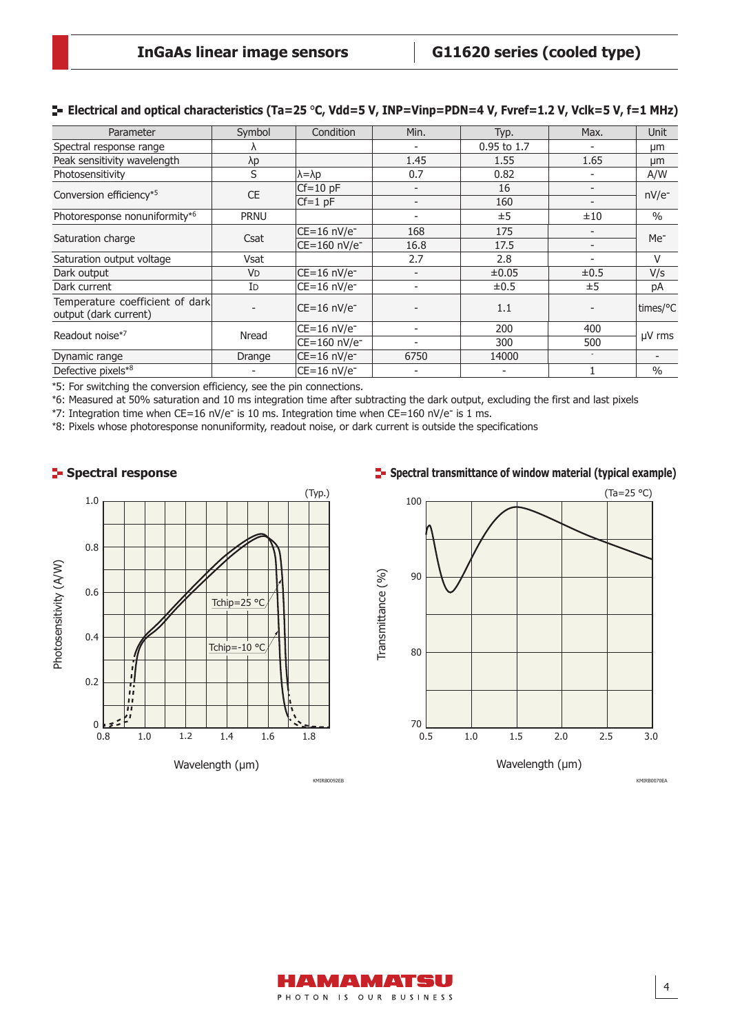## Electrical and optical characteristics (Ta=25 °C, Vdd=5 V, INP=Vinp=PDN=4 V, Fvref=1.2 V, Vclk=5 V, f=1 MHz)

| Parameter | Symbol | Condition | Min. | Typ. | Max. | Unit |
|---|---|---|---|---|---|---|
| Spectral response range | λ | | - | 0.95 to 1.7 | - | μm |
| Peak sensitivity wavelength | λp | | 1.45 | 1.55 | 1.65 | μm |
| Photosensitivity | S | λ=λp | 0.7 | 0.82 | - | A/W |
| Conversion efficiency*5 | CE | Cf=10 pF | - | 16 | - | nV/e⁻ |
| | | Cf=1 pF | - | 160 | - | |
| Photoresponse nonuniformity*6 | PRNU | | - | ±5 | ±10 | % |
| Saturation charge | Csat | CE=16 nV/e⁻ | 168 | 175 | - | Me⁻ |
| | | CE=160 nV/e⁻ | 16.8 | 17.5 | - | |
| Saturation output voltage | Vsat | | 2.7 | 2.8 | - | V |
| Dark output | VD | CE=16 nV/e⁻ | - | ±0.05 | ±0.5 | V/s |
| Dark current | ID | CE=16 nV/e⁻ | - | ±0.5 | ±5 | pA |
| Temperature coefficient of dark output (dark current) | - | CE=16 nV/e⁻ | - | 1.1 | - | times/°C |
| Readout noise*7 | Nread | CE=16 nV/e⁻ | - | 200 | 400 | μV rms |
| | | CE=160 nV/e⁻ | - | 300 | 500 | |
| Dynamic range | Drange | CE=16 nV/e⁻ | 6750 | 14000 | - | - |
| Defective pixels*8 | - | CE=16 nV/e⁻ | - | - | 1 | % |

*5: For switching the conversion efficiency, see the pin connections.

*6: Measured at 50% saturation and 10 ms integration time after subtracting the dark output, excluding the first and last pixels

*7: Integration time when CE=16 nV/e⁻ is 10 ms. Integration time when CE=160 nV/e⁻ is 1 ms.

*8: Pixels whose photoresponse nonuniformity, readout noise, or dark current is outside the specifications

## Spectral response

(Typ.)

Photosensitivity (A/W) vs. Wavelength (μm); curves: Tchip=25 °C, Tchip=-10 °C

KMIRB0092EB

## Spectral transmittance of window material (typical example)

(Ta=25 °C)

Transmittance (%) vs. Wavelength (μm)

KMIRB0070EA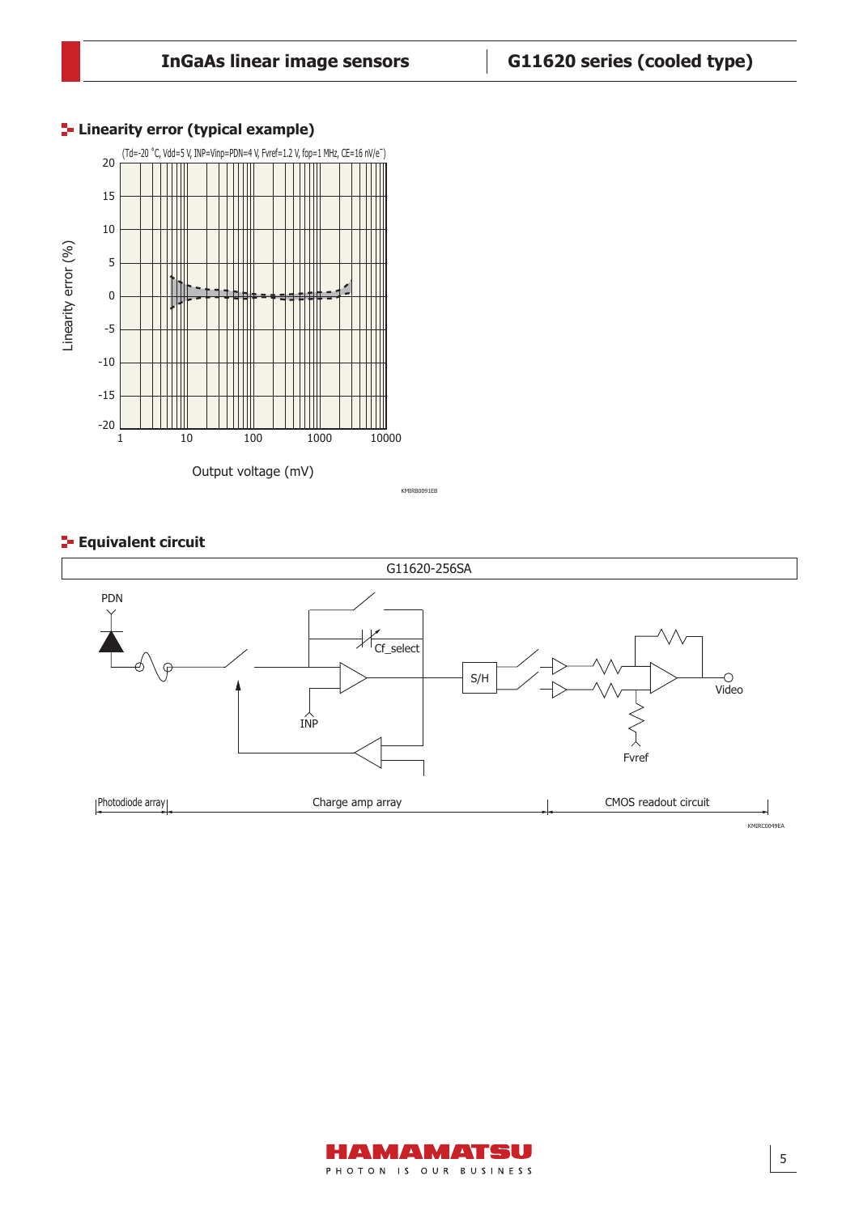## Linearity error (typical example)

(Td=-20 °C, Vdd=5 V, INP=Vinp=PDN=4 V, Fvref=1.2 V, fop=1 MHz, CE=16 nV/e⁻)

Linearity error (%)

Output voltage (mV)

KMIRB0091EB

## Equivalent circuit

G11620-256SA

PDN

Cf_select

S/H

Video

INP

Fvref

Photodiode array | Charge amp array | CMOS readout circuit

KMIRC0049EA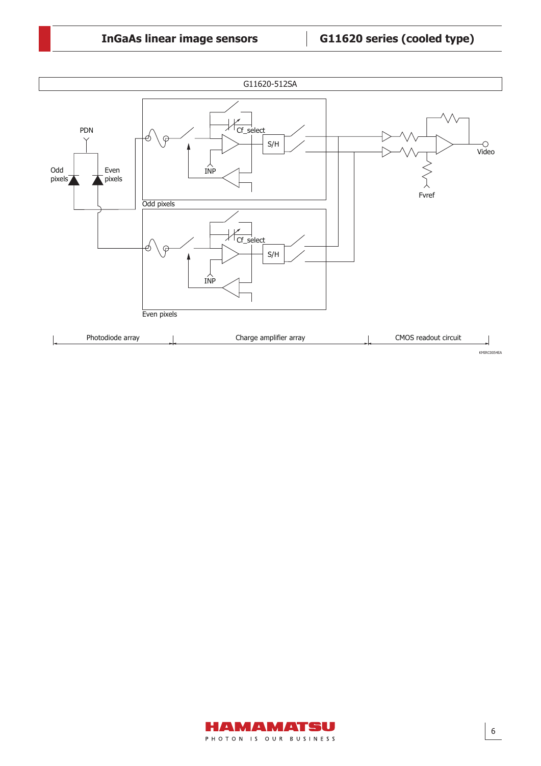G11620-512SA

Odd pixels

Even pixels

PDN

Odd pixels

Even pixels

Cf_select

S/H

INP

Video

Fvref

Photodiode array | Charge amplifier array | CMOS readout circuit

KMIRC0054EA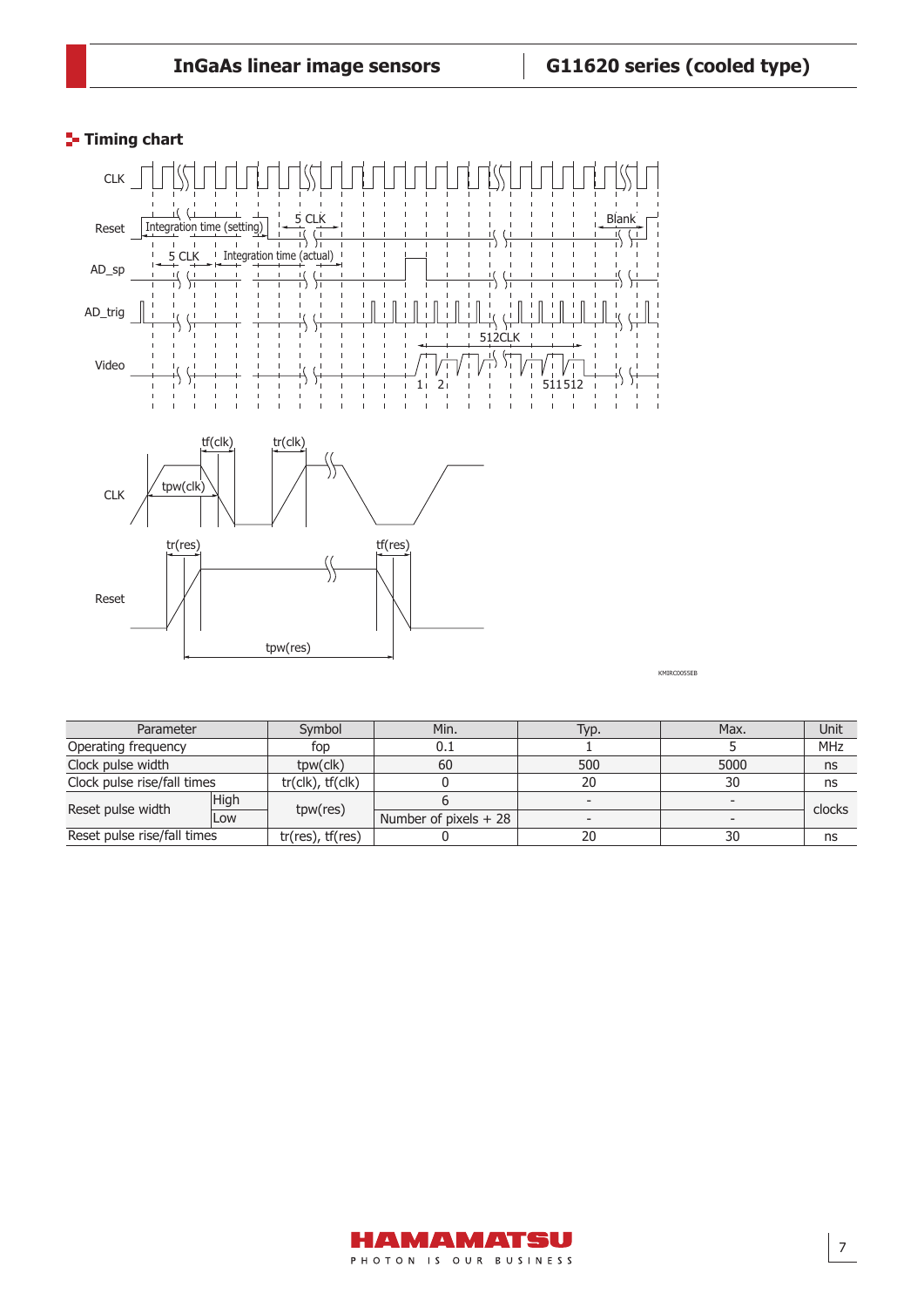## Timing chart

| Parameter | | Symbol | Min. | Typ. | Max. | Unit |
|---|---|---|---|---|---|---|
| Operating frequency | | fop | 0.1 | 1 | 5 | MHz |
| Clock pulse width | | tpw(clk) | 60 | 500 | 5000 | ns |
| Clock pulse rise/fall times | | tr(clk), tf(clk) | 0 | 20 | 30 | ns |
| Reset pulse width | High | tpw(res) | 6 | - | - | clocks |
| | Low | | Number of pixels + 28 | - | - | |
| Reset pulse rise/fall times | | tr(res), tf(res) | 0 | 20 | 30 | ns |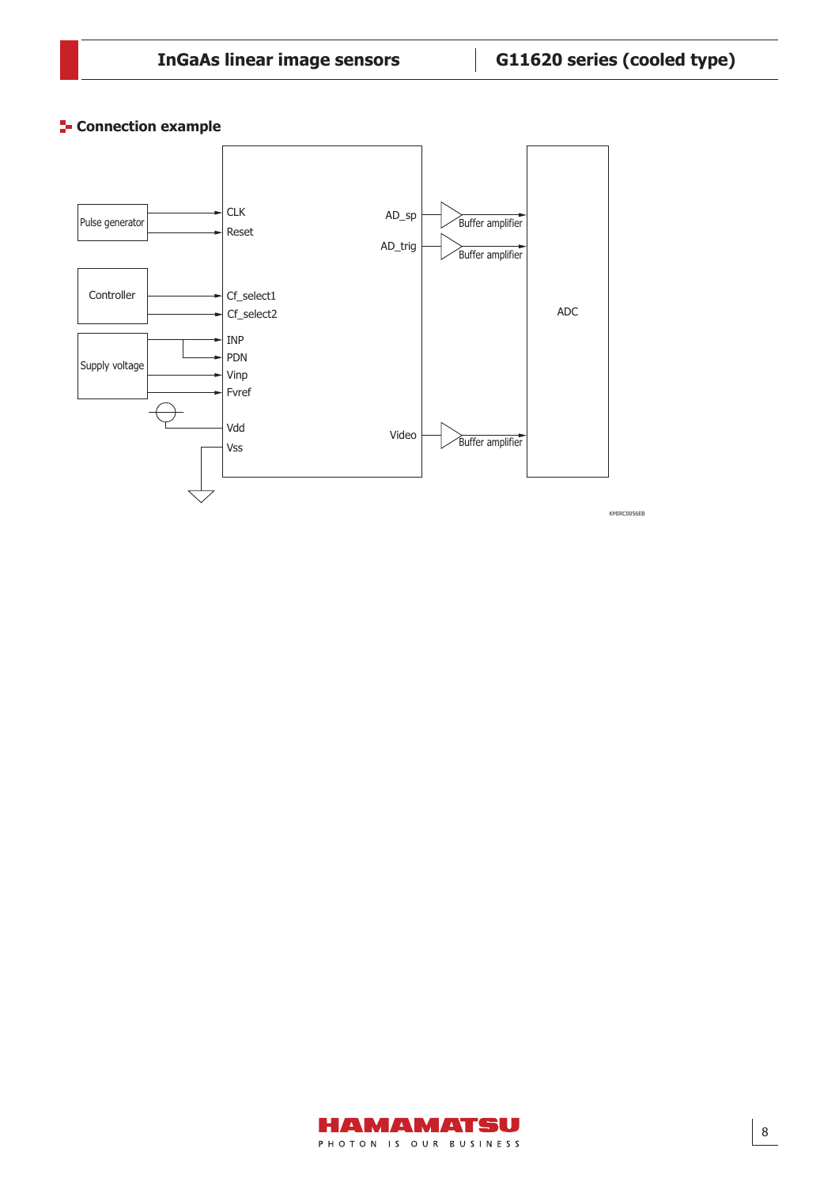## Connection example

Pulse generator → CLK, Reset

Controller → Cf_select1, Cf_select2

Supply voltage → INP, PDN, Vinp, Fvref

Vdd

Vss

AD_sp → Buffer amplifier → ADC

AD_trig → Buffer amplifier → ADC

Video → Buffer amplifier → ADC

KMIRC0056EB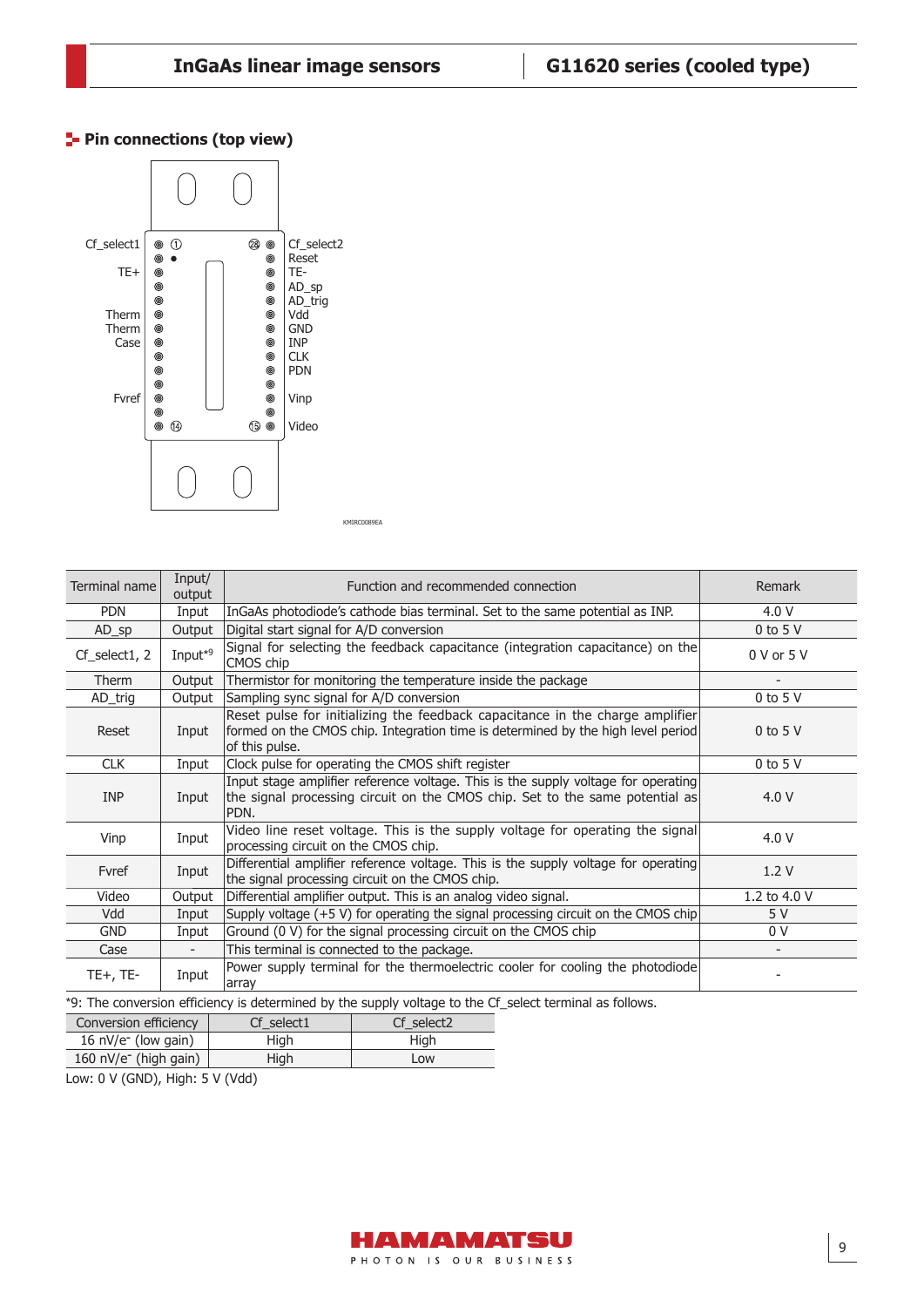## Pin connections (top view)

| Pin | Terminal name |  | Pin | Terminal name |
|---|---|---|---|---|
| 1 | Cf_select1 |  | 28 | Cf_select2 |
| 2 |  |  | 27 | Reset |
| 3 | TE+ |  | 26 | TE- |
| 4 |  |  | 25 | AD_sp |
| 5 |  |  | 24 | AD_trig |
| 6 | Therm |  | 23 | Vdd |
| 7 | Therm |  | 22 | GND |
| 8 | Case |  | 21 | INP |
| 9 |  |  | 20 | CLK |
| 10 |  |  | 19 | PDN |
| 11 |  |  | 18 |  |
| 12 | Fvref |  | 17 | Vinp |
| 13 |  |  | 16 |  |
| 14 |  |  | 15 | Video |

KMIRC0089EA

| Terminal name | Input/ output | Function and recommended connection | Remark |
|---|---|---|---|
| PDN | Input | InGaAs photodiode's cathode bias terminal. Set to the same potential as INP. | 4.0 V |
| AD_sp | Output | Digital start signal for A/D conversion | 0 to 5 V |
| Cf_select1, 2 | Input*9 | Signal for selecting the feedback capacitance (integration capacitance) on the CMOS chip | 0 V or 5 V |
| Therm | Output | Thermistor for monitoring the temperature inside the package | - |
| AD_trig | Output | Sampling sync signal for A/D conversion | 0 to 5 V |
| Reset | Input | Reset pulse for initializing the feedback capacitance in the charge amplifier formed on the CMOS chip. Integration time is determined by the high level period of this pulse. | 0 to 5 V |
| CLK | Input | Clock pulse for operating the CMOS shift register | 0 to 5 V |
| INP | Input | Input stage amplifier reference voltage. This is the supply voltage for operating the signal processing circuit on the CMOS chip. Set to the same potential as PDN. | 4.0 V |
| Vinp | Input | Video line reset voltage. This is the supply voltage for operating the signal processing circuit on the CMOS chip. | 4.0 V |
| Fvref | Input | Differential amplifier reference voltage. This is the supply voltage for operating the signal processing circuit on the CMOS chip. | 1.2 V |
| Video | Output | Differential amplifier output. This is an analog video signal. | 1.2 to 4.0 V |
| Vdd | Input | Supply voltage (+5 V) for operating the signal processing circuit on the CMOS chip | 5 V |
| GND | Input | Ground (0 V) for the signal processing circuit on the CMOS chip | 0 V |
| Case | - | This terminal is connected to the package. | - |
| TE+, TE- | Input | Power supply terminal for the thermoelectric cooler for cooling the photodiode array | - |

*9: The conversion efficiency is determined by the supply voltage to the Cf_select terminal as follows.

| Conversion efficiency | Cf_select1 | Cf_select2 |
|---|---|---|
| 16 nV/e$^-$ (low gain) | High | High |
| 160 nV/e$^-$ (high gain) | High | Low |

Low: 0 V (GND), High: 5 V (Vdd)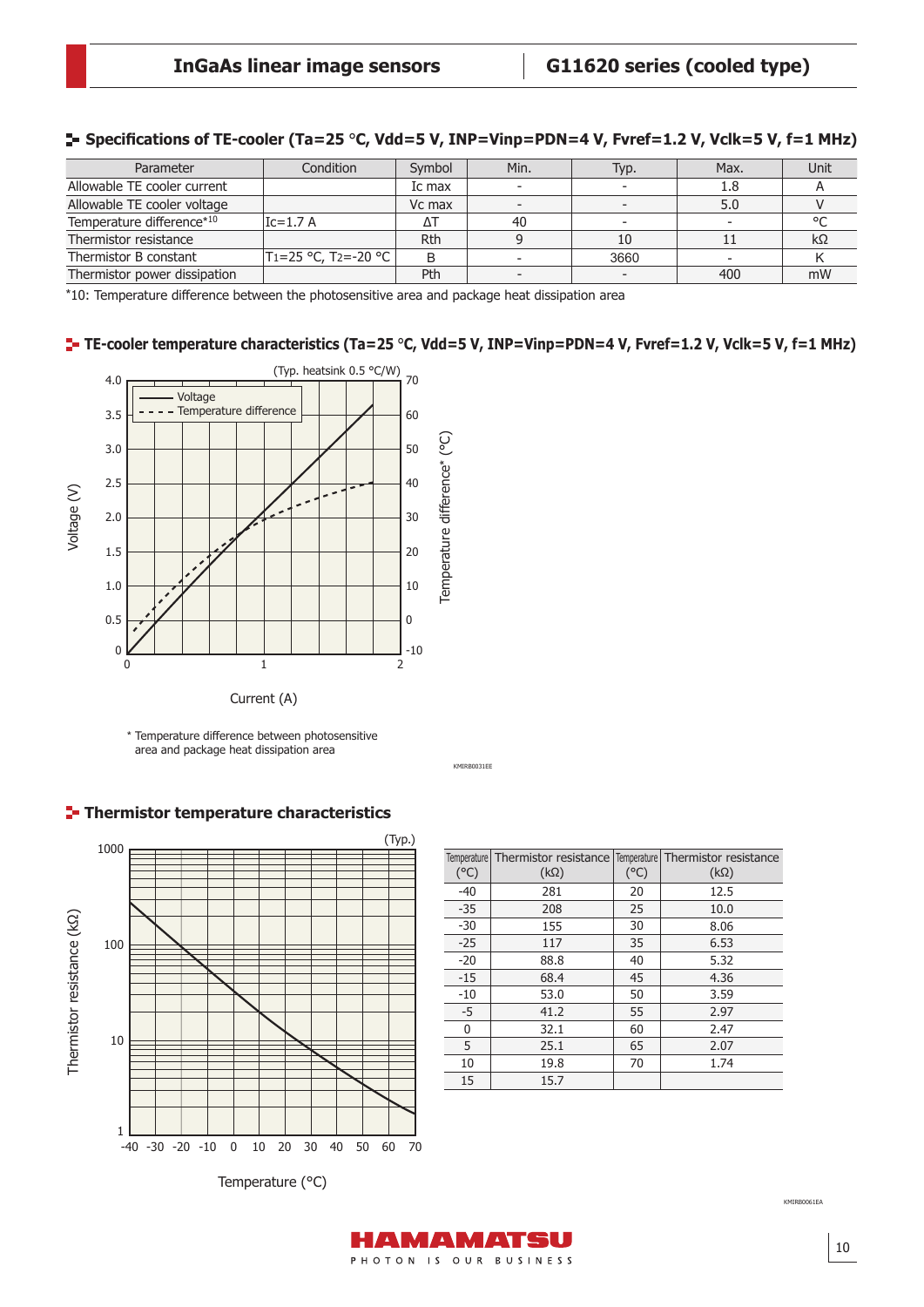## Specifications of TE-cooler (Ta=25 °C, Vdd=5 V, INP=Vinp=PDN=4 V, Fvref=1.2 V, Vclk=5 V, f=1 MHz)

| Parameter | Condition | Symbol | Min. | Typ. | Max. | Unit |
|---|---|---|---|---|---|---|
| Allowable TE cooler current | | Ic max | - | - | 1.8 | A |
| Allowable TE cooler voltage | | Vc max | - | - | 5.0 | V |
| Temperature difference*10 | Ic=1.7 A | ΔT | 40 | - | - | °C |
| Thermistor resistance | | Rth | 9 | 10 | 11 | kΩ |
| Thermistor B constant | $T_1$=25 °C, $T_2$=-20 °C | B | - | 3660 | - | K |
| Thermistor power dissipation | | Pth | - | - | 400 | mW |

*10: Temperature difference between the photosensitive area and package heat dissipation area

## TE-cooler temperature characteristics (Ta=25 °C, Vdd=5 V, INP=Vinp=PDN=4 V, Fvref=1.2 V, Vclk=5 V, f=1 MHz)

(Typ. heatsink 0.5 °C/W)

* Temperature difference between photosensitive area and package heat dissipation area

KMIRB0031EE

## Thermistor temperature characteristics

| Temperature (°C) | Thermistor resistance (kΩ) | Temperature (°C) | Thermistor resistance (kΩ) |
|---|---|---|---|
| -40 | 281 | 20 | 12.5 |
| -35 | 208 | 25 | 10.0 |
| -30 | 155 | 30 | 8.06 |
| -25 | 117 | 35 | 6.53 |
| -20 | 88.8 | 40 | 5.32 |
| -15 | 68.4 | 45 | 4.36 |
| -10 | 53.0 | 50 | 3.59 |
| -5 | 41.2 | 55 | 2.97 |
| 0 | 32.1 | 60 | 2.47 |
| 5 | 25.1 | 65 | 2.07 |
| 10 | 19.8 | 70 | 1.74 |
| 15 | 15.7 | | |

KMIRB0061EA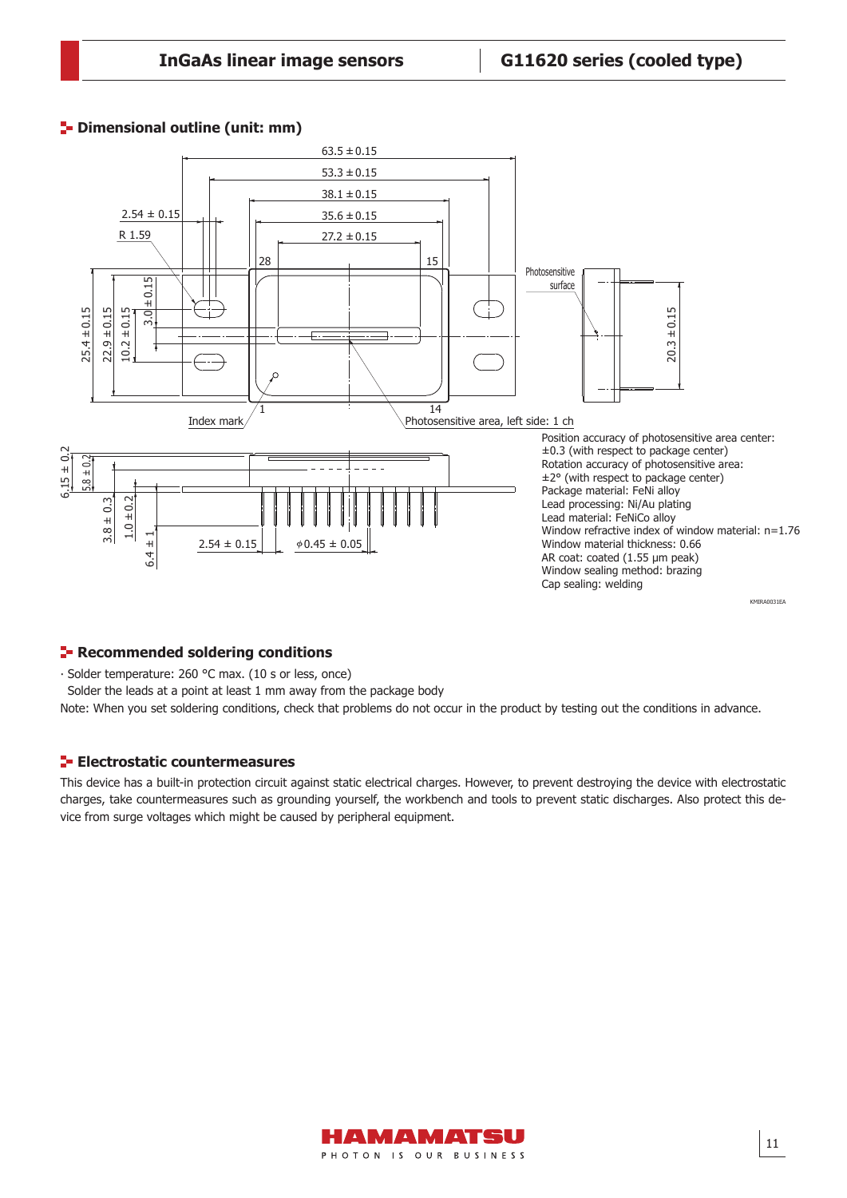## Dimensional outline (unit: mm)

Position accuracy of photosensitive area center:
±0.3 (with respect to package center)
Rotation accuracy of photosensitive area:
±2° (with respect to package center)
Package material: FeNi alloy
Lead processing: Ni/Au plating
Lead material: FeNiCo alloy
Window refractive index of window material: n=1.76
Window material thickness: 0.66
AR coat: coated (1.55 µm peak)
Window sealing method: brazing
Cap sealing: welding

KMIRA0031EA

## Recommended soldering conditions

· Solder temperature: 260 °C max. (10 s or less, once)
  Solder the leads at a point at least 1 mm away from the package body

Note: When you set soldering conditions, check that problems do not occur in the product by testing out the conditions in advance.

## Electrostatic countermeasures

This device has a built-in protection circuit against static electrical charges. However, to prevent destroying the device with electrostatic charges, take countermeasures such as grounding yourself, the workbench and tools to prevent static discharges. Also protect this device from surge voltages which might be caused by peripheral equipment.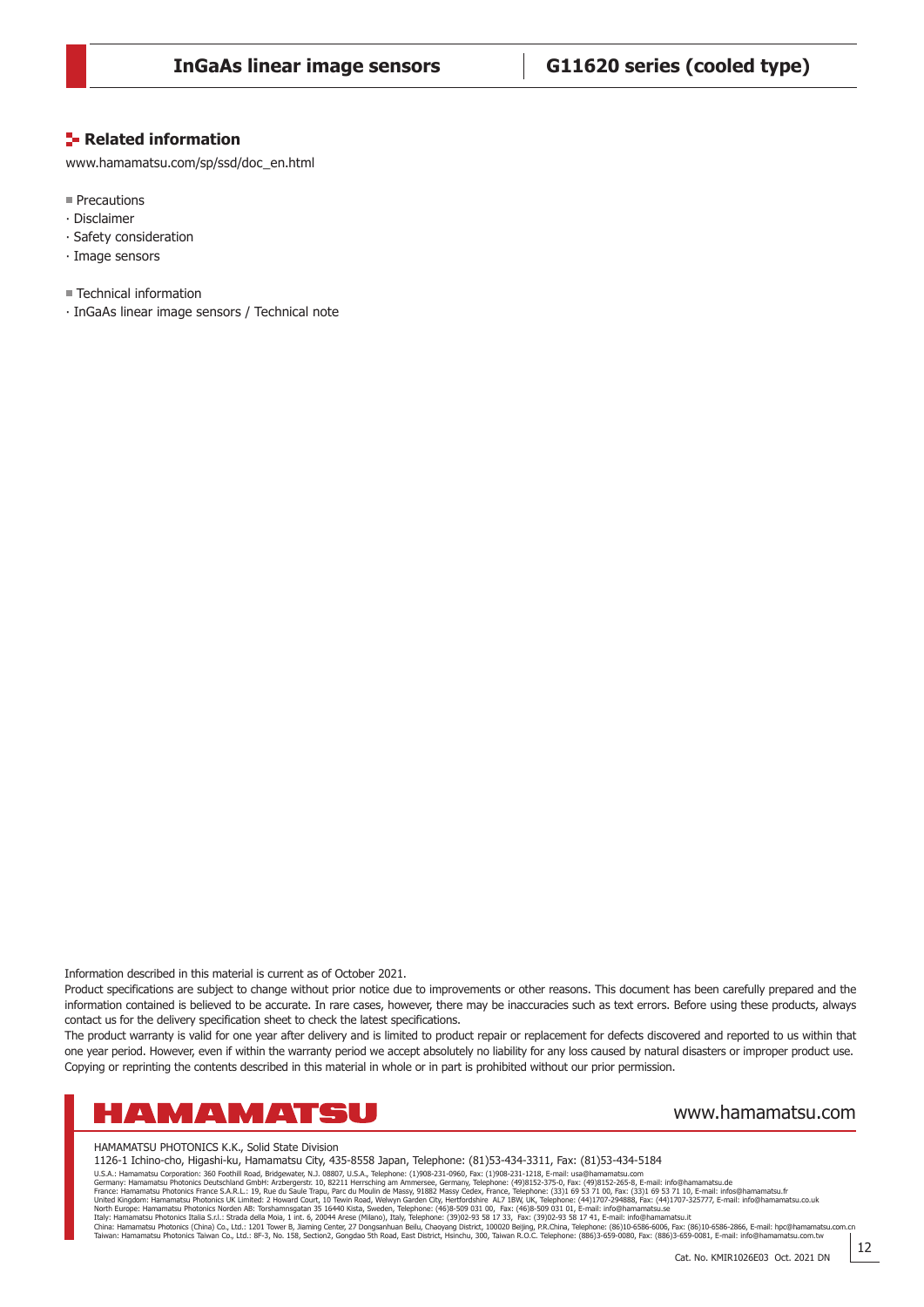## Related information

www.hamamatsu.com/sp/ssd/doc_en.html

■ Precautions
· Disclaimer
· Safety consideration
· Image sensors

■ Technical information
· InGaAs linear image sensors / Technical note

Information described in this material is current as of October 2021.

Product specifications are subject to change without prior notice due to improvements or other reasons. This document has been carefully prepared and the information contained is believed to be accurate. In rare cases, however, there may be inaccuracies such as text errors. Before using these products, always contact us for the delivery specification sheet to check the latest specifications.

The product warranty is valid for one year after delivery and is limited to product repair or replacement for defects discovered and reported to us within that one year period. However, even if within the warranty period we accept absolutely no liability for any loss caused by natural disasters or improper product use.

Copying or reprinting the contents described in this material in whole or in part is prohibited without our prior permission.

**HAMAMATSU**

www.hamamatsu.com

HAMAMATSU PHOTONICS K.K., Solid State Division
1126-1 Ichino-cho, Higashi-ku, Hamamatsu City, 435-8558 Japan, Telephone: (81)53-434-3311, Fax: (81)53-434-5184

U.S.A.: Hamamatsu Corporation: 360 Foothill Road, Bridgewater, N.J. 08807, U.S.A., Telephone: (1)908-231-0960, Fax: (1)908-231-1218, E-mail: usa@hamamatsu.com
Germany: Hamamatsu Photonics Deutschland GmbH: Arzbergerstr. 10, 82211 Herrsching am Ammersee, Germany, Telephone: (49)8152-375-0, Fax: (49)8152-265-8, E-mail: info@hamamatsu.de
France: Hamamatsu Photonics France S.A.R.L.: 19, Rue du Saule Trapu, Parc du Moulin de Massy, 91882 Massy Cedex, France, Telephone: (33)1 69 53 71 00, Fax: (33)1 69 53 71 10, E-mail: infos@hamamatsu.fr
United Kingdom: Hamamatsu Photonics UK Limited: 2 Howard Court, 10 Tewin Road, Welwyn Garden City, Hertfordshire AL7 1BW, UK, Telephone: (44)1707-294888, Fax: (44)1707-325777, E-mail: info@hamamatsu.co.uk
North Europe: Hamamatsu Photonics Norden AB: Torshamnsgatan 35 16440 Kista, Sweden, Telephone: (46)8-509 031 00, Fax: (46)8-509 031 01, E-mail: info@hamamatsu.se
Italy: Hamamatsu Photonics Italia S.r.l.: Strada della Moia, 1 int. 6, 20044 Arese (Milano), Italy, Telephone: (39)02-93 58 17 33, Fax: (39)02-93 58 17 41, E-mail: info@hamamatsu.it
China: Hamamatsu Photonics (China) Co., Ltd.: 1201 Tower B, Jiaming Center, 27 Dongsanhuan Beilu, Chaoyang District, 100020 Beijing, P.R.China, Telephone: (86)10-6586-6006, Fax: (86)10-6586-2866, E-mail: hpc@hamamatsu.com.cn
Taiwan: Hamamatsu Photonics Taiwan Co., Ltd.: 8F-3, No. 158, Section2, Gongdao 5th Road, East District, Hsinchu, 300, Taiwan R.O.C. Telephone: (886)3-659-0080, Fax: (886)3-659-0081, E-mail: info@hamamatsu.com.tw

Cat. No. KMIR1026E03 Oct. 2021 DN